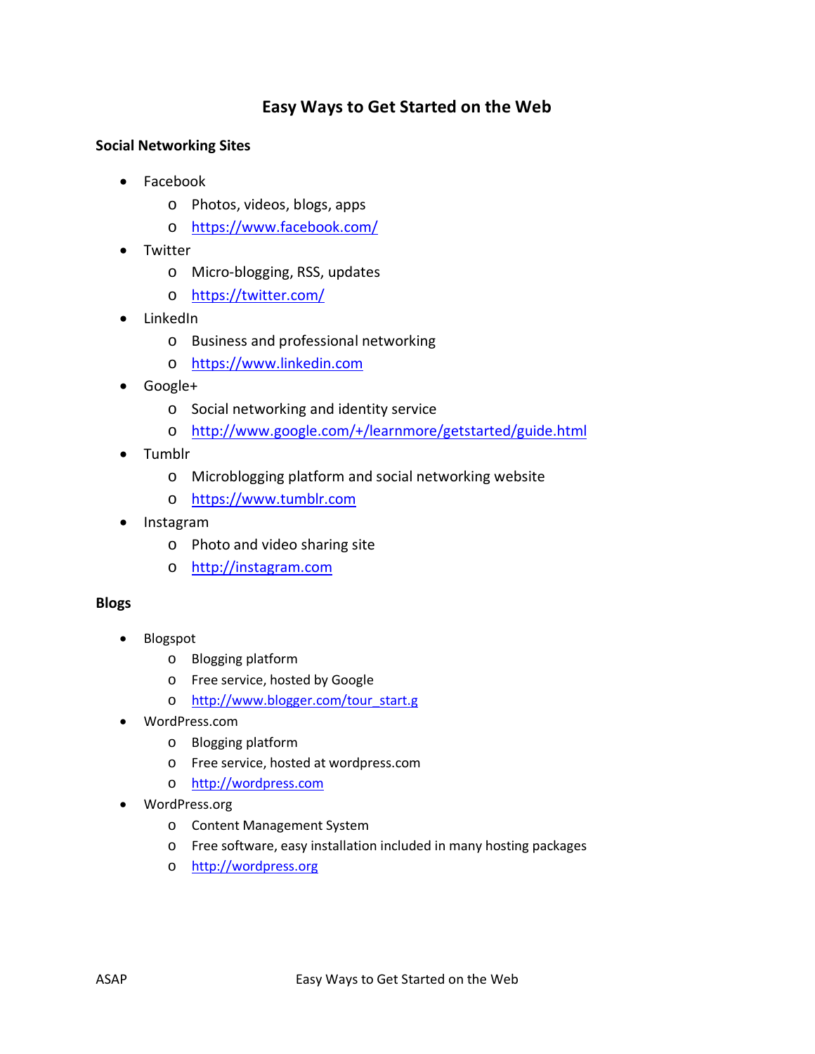# Easy Ways to Get Started on the Web

## Social Networking Sites

- Facebook
  - Photos, videos, blogs, apps
  - https://www.facebook.com/
- Twitter
  - Micro-blogging, RSS, updates
  - https://twitter.com/
- LinkedIn
  - Business and professional networking
  - https://www.linkedin.com
- Google+
  - Social networking and identity service
  - http://www.google.com/+/learnmore/getstarted/guide.html
- Tumblr
  - Microblogging platform and social networking website
  - https://www.tumblr.com
- Instagram
  - Photo and video sharing site
  - http://instagram.com

## Blogs

- Blogspot
  - Blogging platform
  - Free service, hosted by Google
  - http://www.blogger.com/tour_start.g
- WordPress.com
  - Blogging platform
  - Free service, hosted at wordpress.com
  - http://wordpress.com
- WordPress.org
  - Content Management System
  - Free software, easy installation included in many hosting packages
  - http://wordpress.org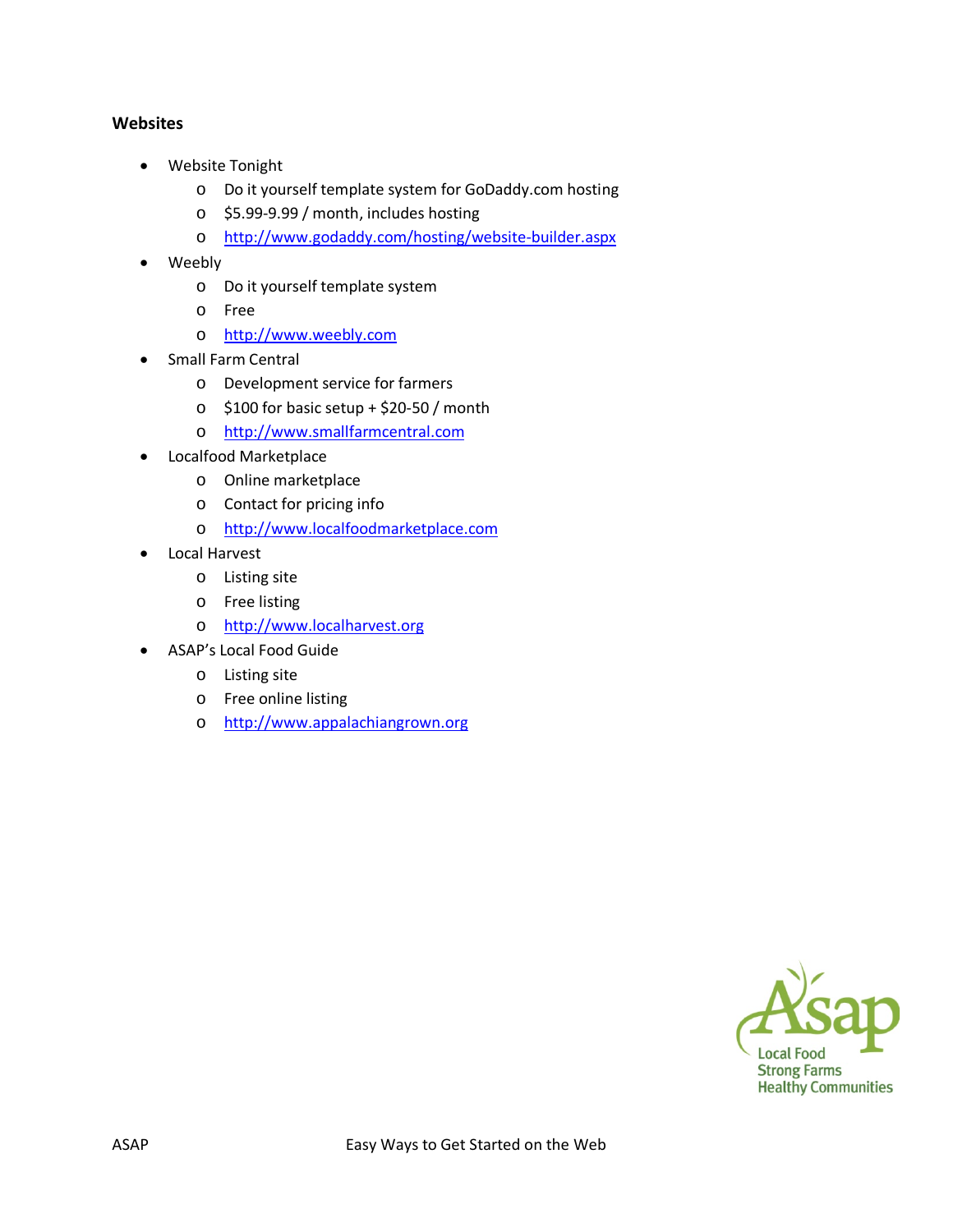**Websites**

- Website Tonight
  - Do it yourself template system for GoDaddy.com hosting
  - $5.99-9.99 / month, includes hosting
  - http://www.godaddy.com/hosting/website-builder.aspx
- Weebly
  - Do it yourself template system
  - Free
  - http://www.weebly.com
- Small Farm Central
  - Development service for farmers
  - $100 for basic setup + $20-50 / month
  - http://www.smallfarmcentral.com
- Localfood Marketplace
  - Online marketplace
  - Contact for pricing info
  - http://www.localfoodmarketplace.com
- Local Harvest
  - Listing site
  - Free listing
  - http://www.localharvest.org
- ASAP's Local Food Guide
  - Listing site
  - Free online listing
  - http://www.appalachiangrown.org

Asap
Local Food
Strong Farms
Healthy Communities